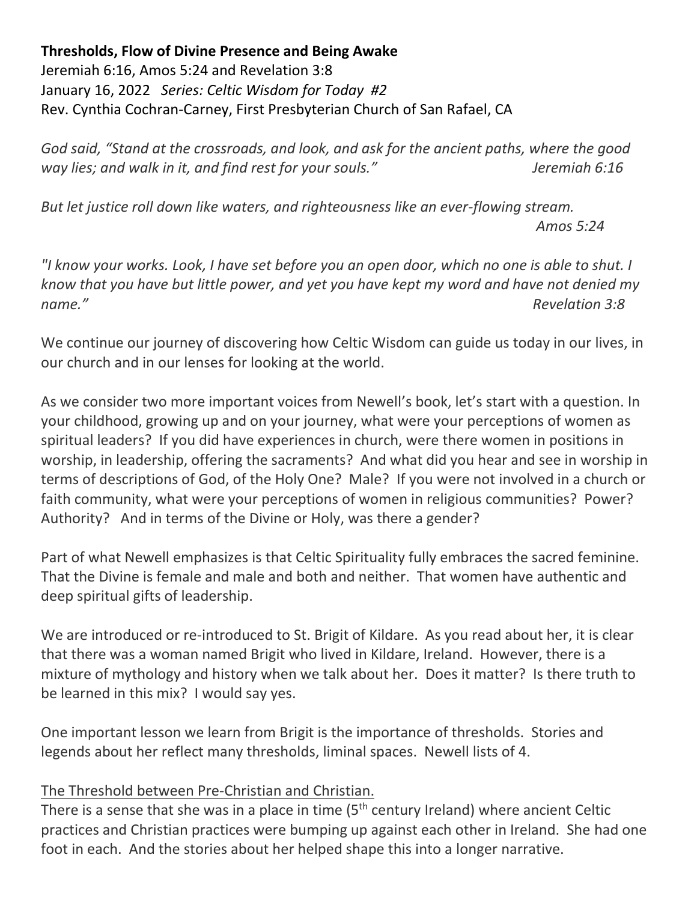**Thresholds, Flow of Divine Presence and Being Awake**
Jeremiah 6:16, Amos 5:24 and Revelation 3:8
January 16, 2022 *Series: Celtic Wisdom for Today #2*
Rev. Cynthia Cochran-Carney, First Presbyterian Church of San Rafael, CA

*God said, "Stand at the crossroads, and look, and ask for the ancient paths, where the good way lies; and walk in it, and find rest for your souls." Jeremiah 6:16*

*But let justice roll down like waters, and righteousness like an ever-flowing stream. Amos 5:24*

*"I know your works. Look, I have set before you an open door, which no one is able to shut. I know that you have but little power, and yet you have kept my word and have not denied my name." Revelation 3:8*

We continue our journey of discovering how Celtic Wisdom can guide us today in our lives, in our church and in our lenses for looking at the world.

As we consider two more important voices from Newell's book, let's start with a question. In your childhood, growing up and on your journey, what were your perceptions of women as spiritual leaders? If you did have experiences in church, were there women in positions in worship, in leadership, offering the sacraments? And what did you hear and see in worship in terms of descriptions of God, of the Holy One? Male? If you were not involved in a church or faith community, what were your perceptions of women in religious communities? Power? Authority? And in terms of the Divine or Holy, was there a gender?

Part of what Newell emphasizes is that Celtic Spirituality fully embraces the sacred feminine. That the Divine is female and male and both and neither. That women have authentic and deep spiritual gifts of leadership.

We are introduced or re-introduced to St. Brigit of Kildare. As you read about her, it is clear that there was a woman named Brigit who lived in Kildare, Ireland. However, there is a mixture of mythology and history when we talk about her. Does it matter? Is there truth to be learned in this mix? I would say yes.

One important lesson we learn from Brigit is the importance of thresholds. Stories and legends about her reflect many thresholds, liminal spaces. Newell lists of 4.

<u>The Threshold between Pre-Christian and Christian.</u>
There is a sense that she was in a place in time (5th century Ireland) where ancient Celtic practices and Christian practices were bumping up against each other in Ireland. She had one foot in each. And the stories about her helped shape this into a longer narrative.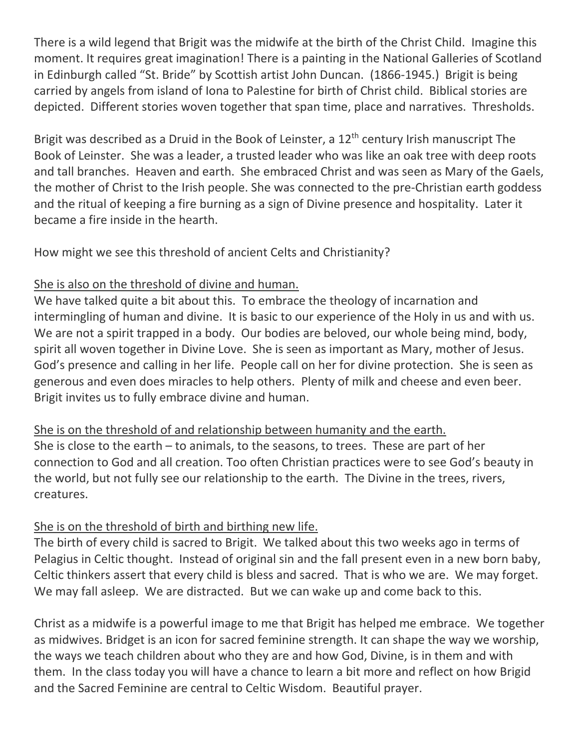There is a wild legend that Brigit was the midwife at the birth of the Christ Child. Imagine this moment. It requires great imagination! There is a painting in the National Galleries of Scotland in Edinburgh called "St. Bride" by Scottish artist John Duncan. (1866-1945.) Brigit is being carried by angels from island of Iona to Palestine for birth of Christ child. Biblical stories are depicted. Different stories woven together that span time, place and narratives. Thresholds.

Brigit was described as a Druid in the Book of Leinster, a 12th century Irish manuscript The Book of Leinster. She was a leader, a trusted leader who was like an oak tree with deep roots and tall branches. Heaven and earth. She embraced Christ and was seen as Mary of the Gaels, the mother of Christ to the Irish people. She was connected to the pre-Christian earth goddess and the ritual of keeping a fire burning as a sign of Divine presence and hospitality. Later it became a fire inside in the hearth.

How might we see this threshold of ancient Celts and Christianity?

<u>She is also on the threshold of divine and human.</u>
We have talked quite a bit about this. To embrace the theology of incarnation and intermingling of human and divine. It is basic to our experience of the Holy in us and with us. We are not a spirit trapped in a body. Our bodies are beloved, our whole being mind, body, spirit all woven together in Divine Love. She is seen as important as Mary, mother of Jesus. God's presence and calling in her life. People call on her for divine protection. She is seen as generous and even does miracles to help others. Plenty of milk and cheese and even beer. Brigit invites us to fully embrace divine and human.

<u>She is on the threshold of and relationship between humanity and the earth.</u>
She is close to the earth – to animals, to the seasons, to trees. These are part of her connection to God and all creation. Too often Christian practices were to see God's beauty in the world, but not fully see our relationship to the earth. The Divine in the trees, rivers, creatures.

<u>She is on the threshold of birth and birthing new life.</u>
The birth of every child is sacred to Brigit. We talked about this two weeks ago in terms of Pelagius in Celtic thought. Instead of original sin and the fall present even in a new born baby, Celtic thinkers assert that every child is bless and sacred. That is who we are. We may forget. We may fall asleep. We are distracted. But we can wake up and come back to this.

Christ as a midwife is a powerful image to me that Brigit has helped me embrace. We together as midwives. Bridget is an icon for sacred feminine strength. It can shape the way we worship, the ways we teach children about who they are and how God, Divine, is in them and with them. In the class today you will have a chance to learn a bit more and reflect on how Brigid and the Sacred Feminine are central to Celtic Wisdom. Beautiful prayer.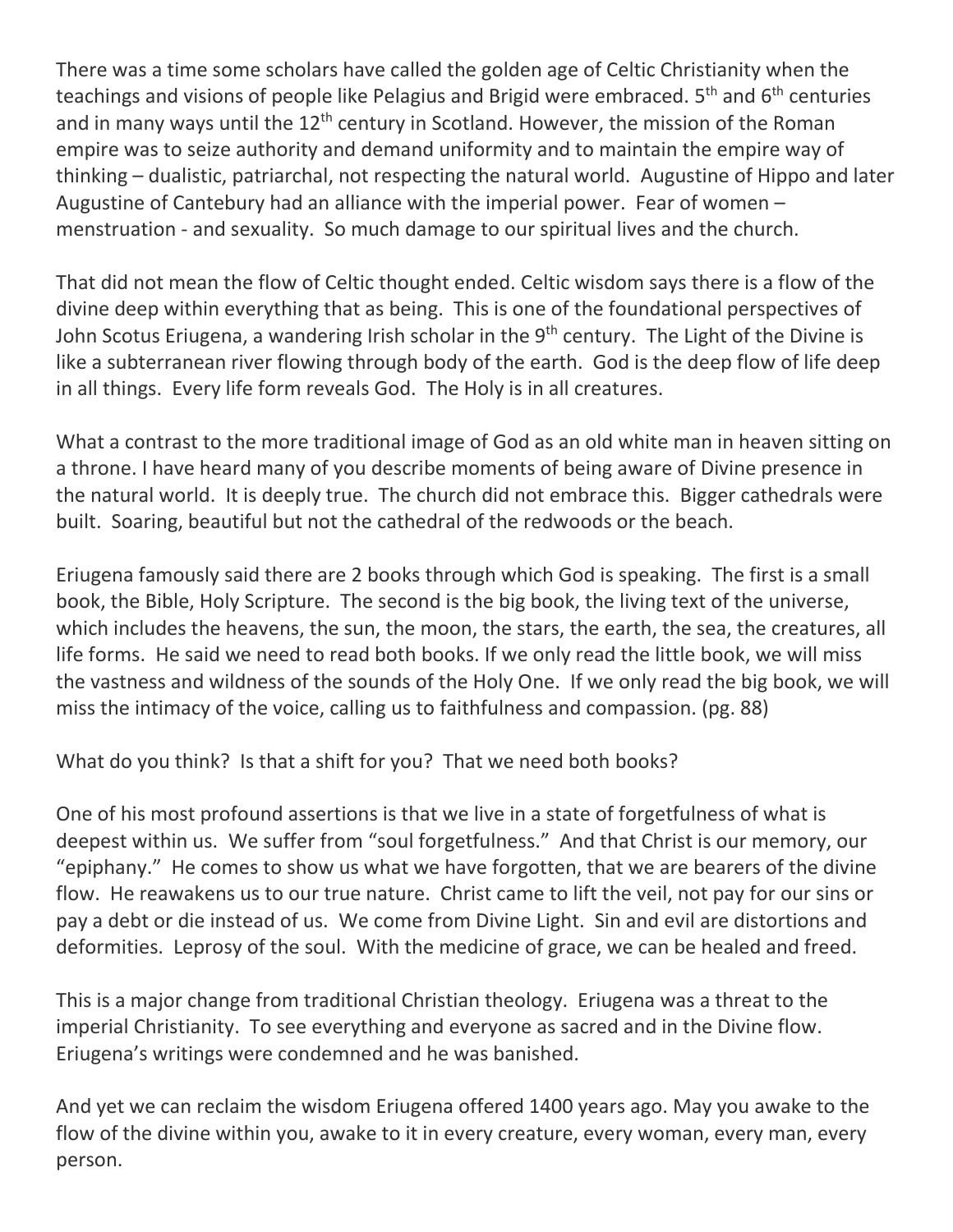There was a time some scholars have called the golden age of Celtic Christianity when the teachings and visions of people like Pelagius and Brigid were embraced. 5th and 6th centuries and in many ways until the 12th century in Scotland. However, the mission of the Roman empire was to seize authority and demand uniformity and to maintain the empire way of thinking – dualistic, patriarchal, not respecting the natural world. Augustine of Hippo and later Augustine of Cantebury had an alliance with the imperial power. Fear of women – menstruation - and sexuality. So much damage to our spiritual lives and the church.

That did not mean the flow of Celtic thought ended. Celtic wisdom says there is a flow of the divine deep within everything that as being. This is one of the foundational perspectives of John Scotus Eriugena, a wandering Irish scholar in the 9th century. The Light of the Divine is like a subterranean river flowing through body of the earth. God is the deep flow of life deep in all things. Every life form reveals God. The Holy is in all creatures.

What a contrast to the more traditional image of God as an old white man in heaven sitting on a throne. I have heard many of you describe moments of being aware of Divine presence in the natural world. It is deeply true. The church did not embrace this. Bigger cathedrals were built. Soaring, beautiful but not the cathedral of the redwoods or the beach.

Eriugena famously said there are 2 books through which God is speaking. The first is a small book, the Bible, Holy Scripture. The second is the big book, the living text of the universe, which includes the heavens, the sun, the moon, the stars, the earth, the sea, the creatures, all life forms. He said we need to read both books. If we only read the little book, we will miss the vastness and wildness of the sounds of the Holy One. If we only read the big book, we will miss the intimacy of the voice, calling us to faithfulness and compassion. (pg. 88)

What do you think? Is that a shift for you? That we need both books?

One of his most profound assertions is that we live in a state of forgetfulness of what is deepest within us. We suffer from "soul forgetfulness." And that Christ is our memory, our "epiphany." He comes to show us what we have forgotten, that we are bearers of the divine flow. He reawakens us to our true nature. Christ came to lift the veil, not pay for our sins or pay a debt or die instead of us. We come from Divine Light. Sin and evil are distortions and deformities. Leprosy of the soul. With the medicine of grace, we can be healed and freed.

This is a major change from traditional Christian theology. Eriugena was a threat to the imperial Christianity. To see everything and everyone as sacred and in the Divine flow. Eriugena's writings were condemned and he was banished.

And yet we can reclaim the wisdom Eriugena offered 1400 years ago. May you awake to the flow of the divine within you, awake to it in every creature, every woman, every man, every person.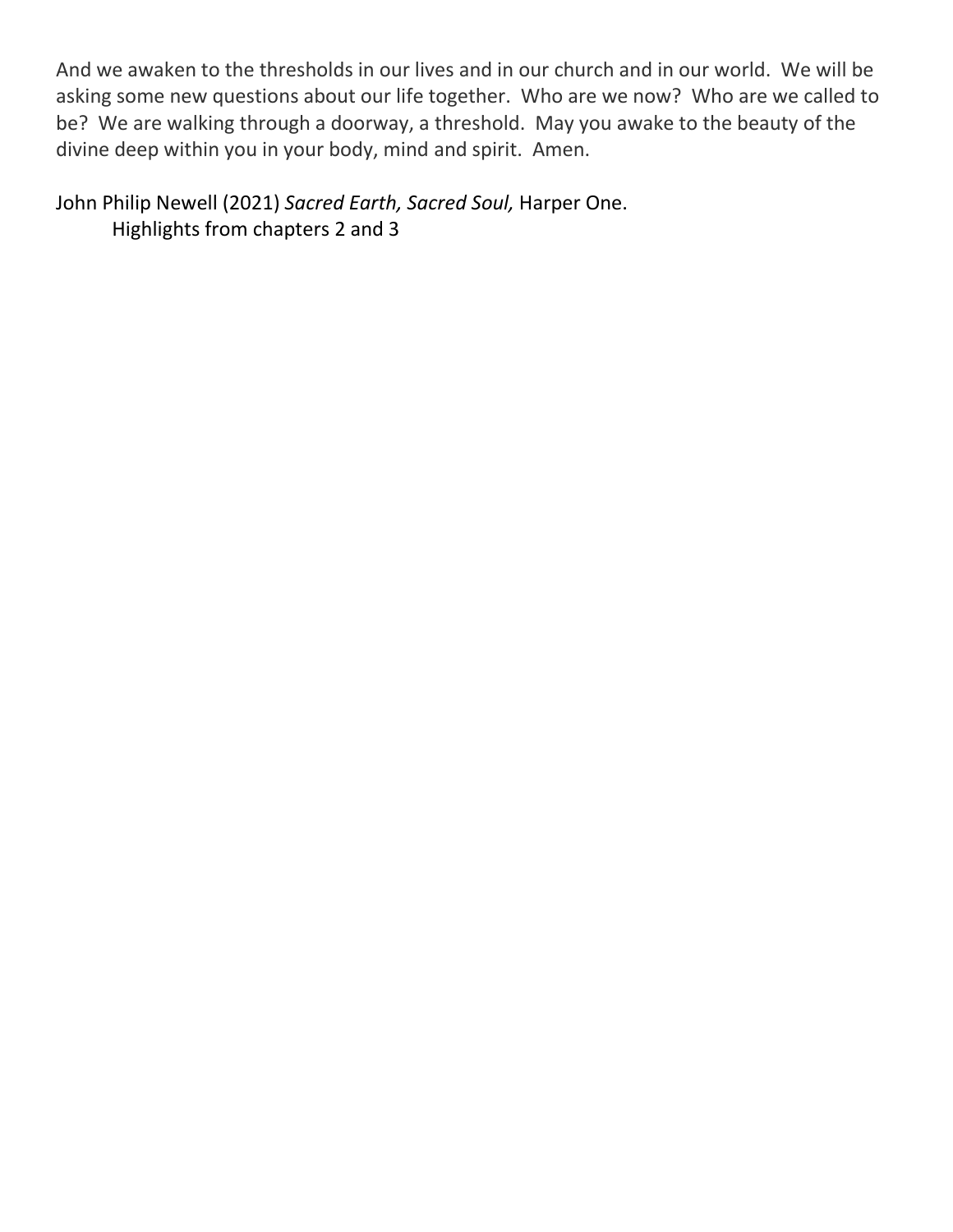And we awaken to the thresholds in our lives and in our church and in our world. We will be asking some new questions about our life together. Who are we now? Who are we called to be? We are walking through a doorway, a threshold. May you awake to the beauty of the divine deep within you in your body, mind and spirit. Amen.

John Philip Newell (2021) *Sacred Earth, Sacred Soul,* Harper One.
Highlights from chapters 2 and 3